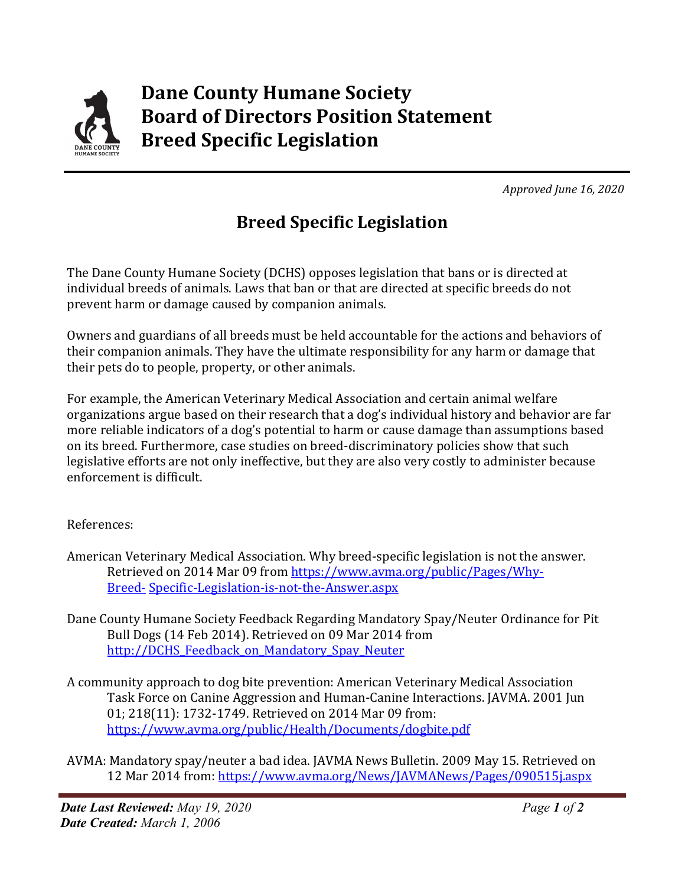# Dane County Humane Society Board of Directors Position Statement Breed Specific Legislation

*Approved June 16, 2020*

## Breed Specific Legislation

The Dane County Humane Society (DCHS) opposes legislation that bans or is directed at individual breeds of animals. Laws that ban or that are directed at specific breeds do not prevent harm or damage caused by companion animals.

Owners and guardians of all breeds must be held accountable for the actions and behaviors of their companion animals. They have the ultimate responsibility for any harm or damage that their pets do to people, property, or other animals.

For example, the American Veterinary Medical Association and certain animal welfare organizations argue based on their research that a dog's individual history and behavior are far more reliable indicators of a dog's potential to harm or cause damage than assumptions based on its breed. Furthermore, case studies on breed-discriminatory policies show that such legislative efforts are not only ineffective, but they are also very costly to administer because enforcement is difficult.

References:

American Veterinary Medical Association. Why breed-specific legislation is not the answer. Retrieved on 2014 Mar 09 from https://www.avma.org/public/Pages/Why-Breed- Specific-Legislation-is-not-the-Answer.aspx

Dane County Humane Society Feedback Regarding Mandatory Spay/Neuter Ordinance for Pit Bull Dogs (14 Feb 2014). Retrieved on 09 Mar 2014 from http://DCHS_Feedback_on_Mandatory_Spay_Neuter

A community approach to dog bite prevention: American Veterinary Medical Association Task Force on Canine Aggression and Human-Canine Interactions. JAVMA. 2001 Jun 01; 218(11): 1732-1749. Retrieved on 2014 Mar 09 from: https://www.avma.org/public/Health/Documents/dogbite.pdf

AVMA: Mandatory spay/neuter a bad idea. JAVMA News Bulletin. 2009 May 15. Retrieved on 12 Mar 2014 from: https://www.avma.org/News/JAVMANews/Pages/090515j.aspx

***Date Last Reviewed:*** *May 19, 2020*
***Date Created:*** *March 1, 2006*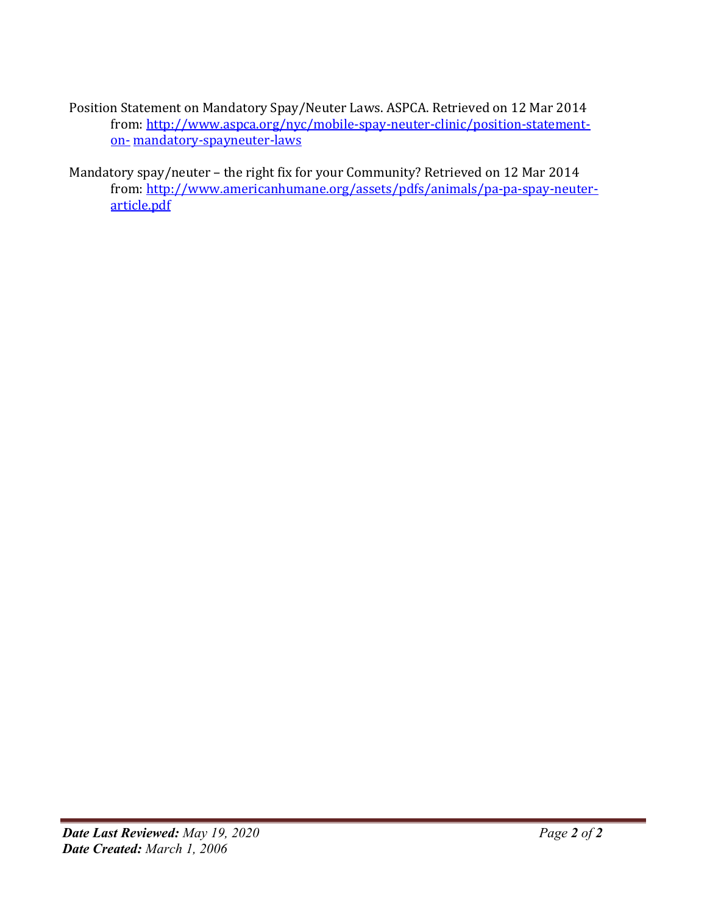Position Statement on Mandatory Spay/Neuter Laws. ASPCA. Retrieved on 12 Mar 2014 from: [http://www.aspca.org/nyc/mobile-spay-neuter-clinic/position-statement-on-mandatory-spayneuter-laws](http://www.aspca.org/nyc/mobile-spay-neuter-clinic/position-statement-on-mandatory-spayneuter-laws)

Mandatory spay/neuter – the right fix for your Community? Retrieved on 12 Mar 2014 from: [http://www.americanhumane.org/assets/pdfs/animals/pa-pa-spay-neuter-article.pdf](http://www.americanhumane.org/assets/pdfs/animals/pa-pa-spay-neuter-article.pdf)

***Date Last Reviewed:*** *May 19, 2020*
***Date Created:*** *March 1, 2006*